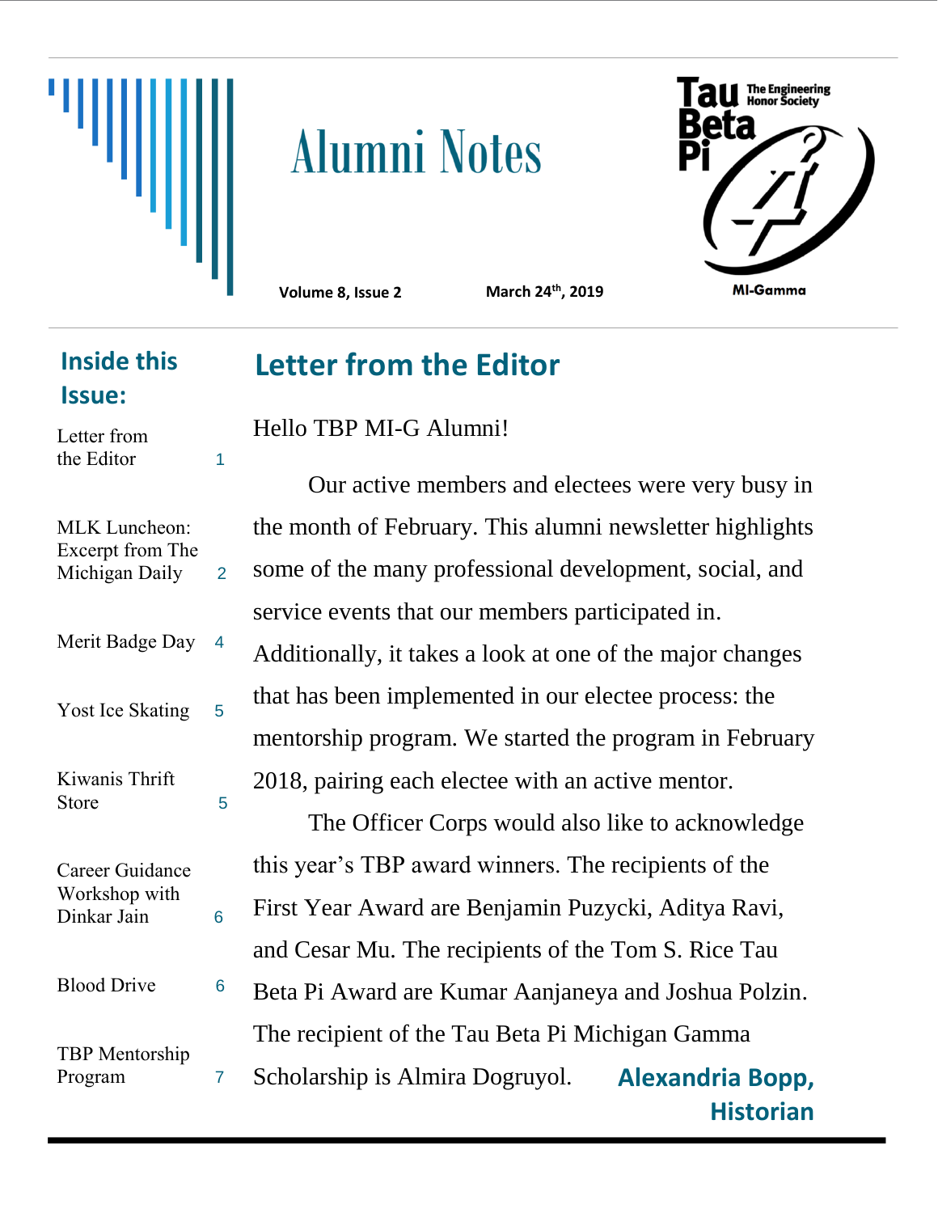# Alumni Notes

Volume 8, Issue 2 March 24th, 2019

Tau Beta Pi
The Engineering Honor Society
MI-Gamma

## Inside this Issue:

| | |
|---|---|
| Letter from the Editor | 1 |
| MLK Luncheon: Excerpt from The Michigan Daily | 2 |
| Merit Badge Day | 4 |
| Yost Ice Skating | 5 |
| Kiwanis Thrift Store | 5 |
| Career Guidance Workshop with Dinkar Jain | 6 |
| Blood Drive | 6 |
| TBP Mentorship Program | 7 |

## Letter from the Editor

Hello TBP MI-G Alumni!

Our active members and electees were very busy in the month of February. This alumni newsletter highlights some of the many professional development, social, and service events that our members participated in. Additionally, it takes a look at one of the major changes that has been implemented in our electee process: the mentorship program. We started the program in February 2018, pairing each electee with an active mentor.

The Officer Corps would also like to acknowledge this year's TBP award winners. The recipients of the First Year Award are Benjamin Puzycki, Aditya Ravi, and Cesar Mu. The recipients of the Tom S. Rice Tau Beta Pi Award are Kumar Aanjaneya and Joshua Polzin. The recipient of the Tau Beta Pi Michigan Gamma Scholarship is Almira Dogruyol.

**Alexandria Bopp, Historian**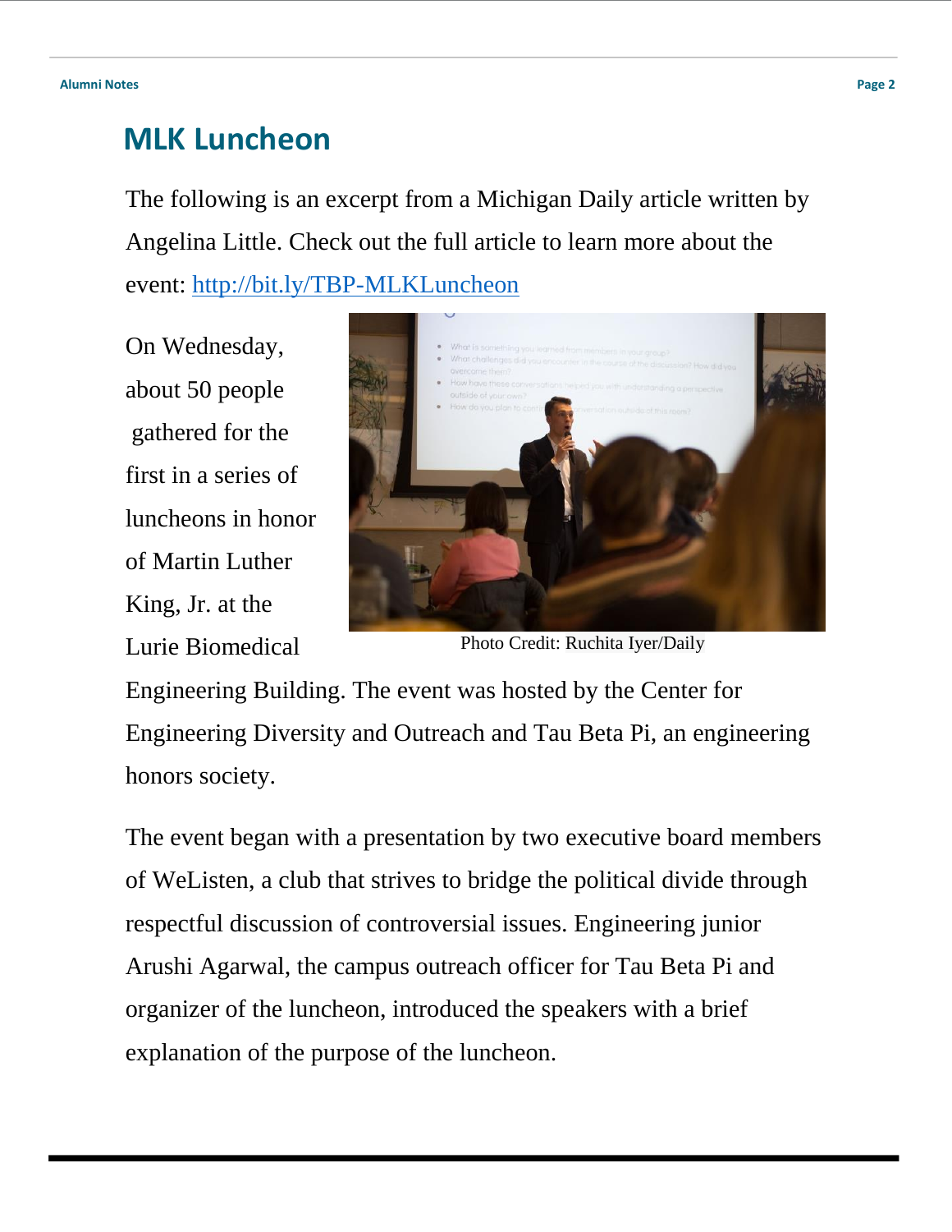## MLK Luncheon

The following is an excerpt from a Michigan Daily article written by Angelina Little. Check out the full article to learn more about the event: http://bit.ly/TBP-MLKLuncheon

Photo Credit: Ruchita Iyer/Daily

On Wednesday, about 50 people gathered for the first in a series of luncheons in honor of Martin Luther King, Jr. at the Lurie Biomedical Engineering Building. The event was hosted by the Center for Engineering Diversity and Outreach and Tau Beta Pi, an engineering honors society.

The event began with a presentation by two executive board members of WeListen, a club that strives to bridge the political divide through respectful discussion of controversial issues. Engineering junior Arushi Agarwal, the campus outreach officer for Tau Beta Pi and organizer of the luncheon, introduced the speakers with a brief explanation of the purpose of the luncheon.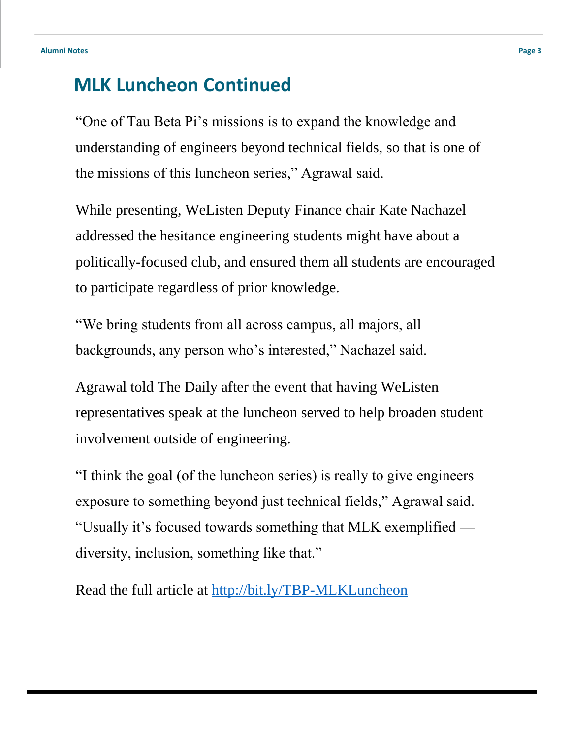## MLK Luncheon Continued

"One of Tau Beta Pi's missions is to expand the knowledge and understanding of engineers beyond technical fields, so that is one of the missions of this luncheon series," Agrawal said.

While presenting, WeListen Deputy Finance chair Kate Nachazel addressed the hesitance engineering students might have about a politically-focused club, and ensured them all students are encouraged to participate regardless of prior knowledge.

"We bring students from all across campus, all majors, all backgrounds, any person who's interested," Nachazel said.

Agrawal told The Daily after the event that having WeListen representatives speak at the luncheon served to help broaden student involvement outside of engineering.

"I think the goal (of the luncheon series) is really to give engineers exposure to something beyond just technical fields," Agrawal said. "Usually it's focused towards something that MLK exemplified — diversity, inclusion, something like that."

Read the full article at http://bit.ly/TBP-MLKLuncheon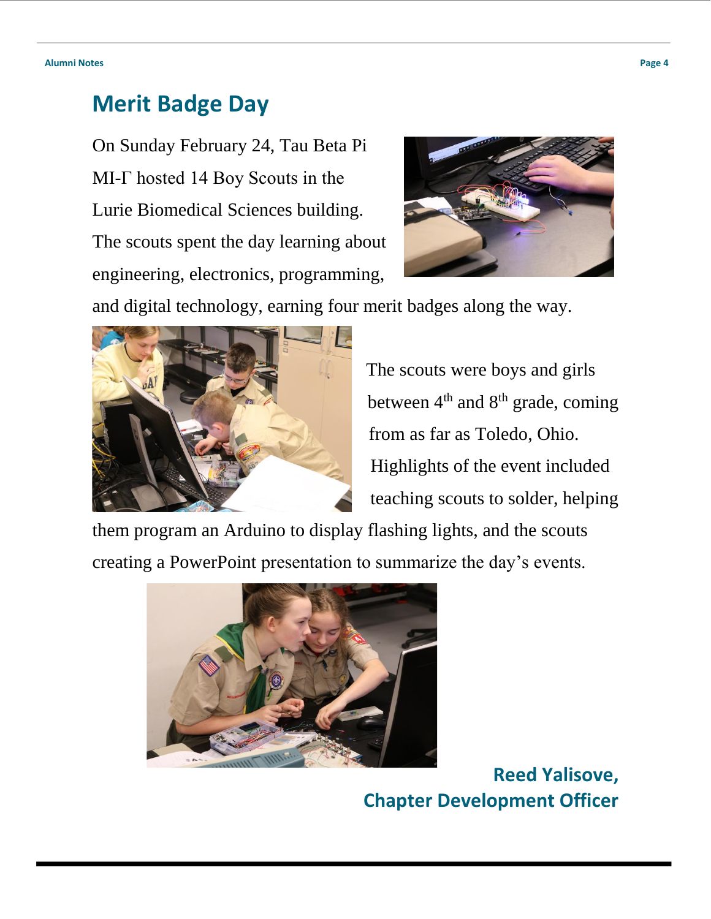## Merit Badge Day

On Sunday February 24, Tau Beta Pi MI-Γ hosted 14 Boy Scouts in the Lurie Biomedical Sciences building. The scouts spent the day learning about engineering, electronics, programming, and digital technology, earning four merit badges along the way.

The scouts were boys and girls between 4th and 8th grade, coming from as far as Toledo, Ohio. Highlights of the event included teaching scouts to solder, helping them program an Arduino to display flashing lights, and the scouts creating a PowerPoint presentation to summarize the day's events.

**Reed Yalisove,**
**Chapter Development Officer**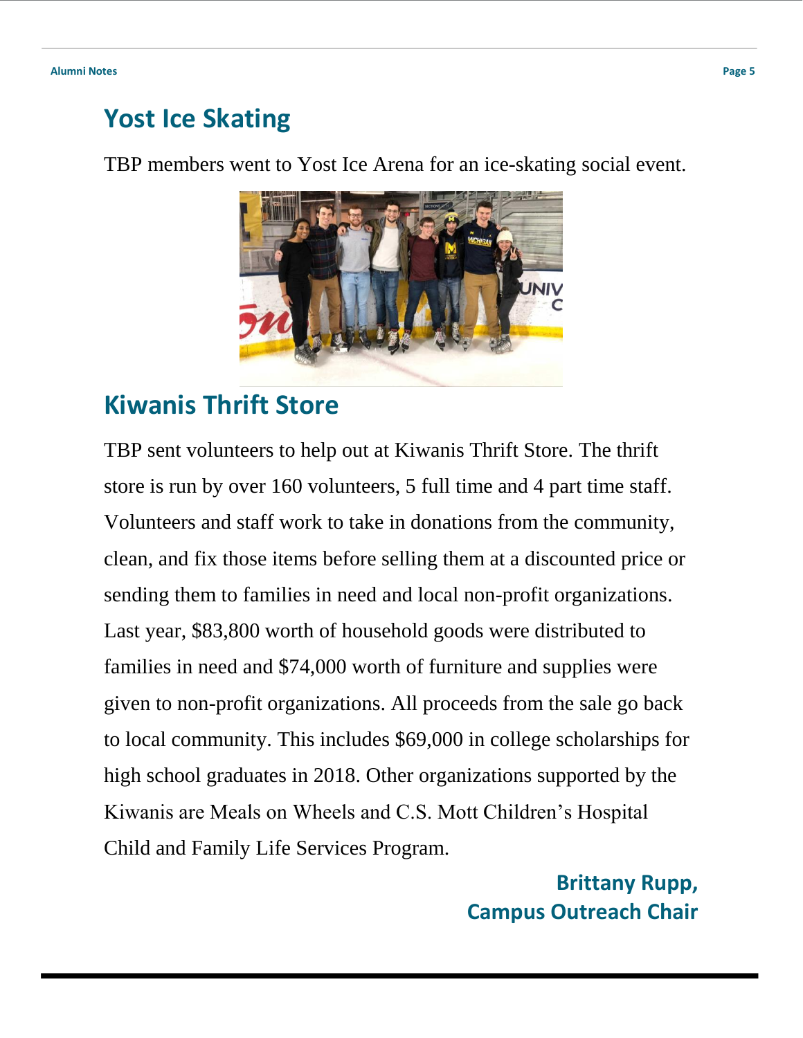## Yost Ice Skating

TBP members went to Yost Ice Arena for an ice-skating social event.

## Kiwanis Thrift Store

TBP sent volunteers to help out at Kiwanis Thrift Store. The thrift store is run by over 160 volunteers, 5 full time and 4 part time staff. Volunteers and staff work to take in donations from the community, clean, and fix those items before selling them at a discounted price or sending them to families in need and local non-profit organizations. Last year, $83,800 worth of household goods were distributed to families in need and $74,000 worth of furniture and supplies were given to non-profit organizations. All proceeds from the sale go back to local community. This includes $69,000 in college scholarships for high school graduates in 2018. Other organizations supported by the Kiwanis are Meals on Wheels and C.S. Mott Children's Hospital Child and Family Life Services Program.

**Brittany Rupp,**
**Campus Outreach Chair**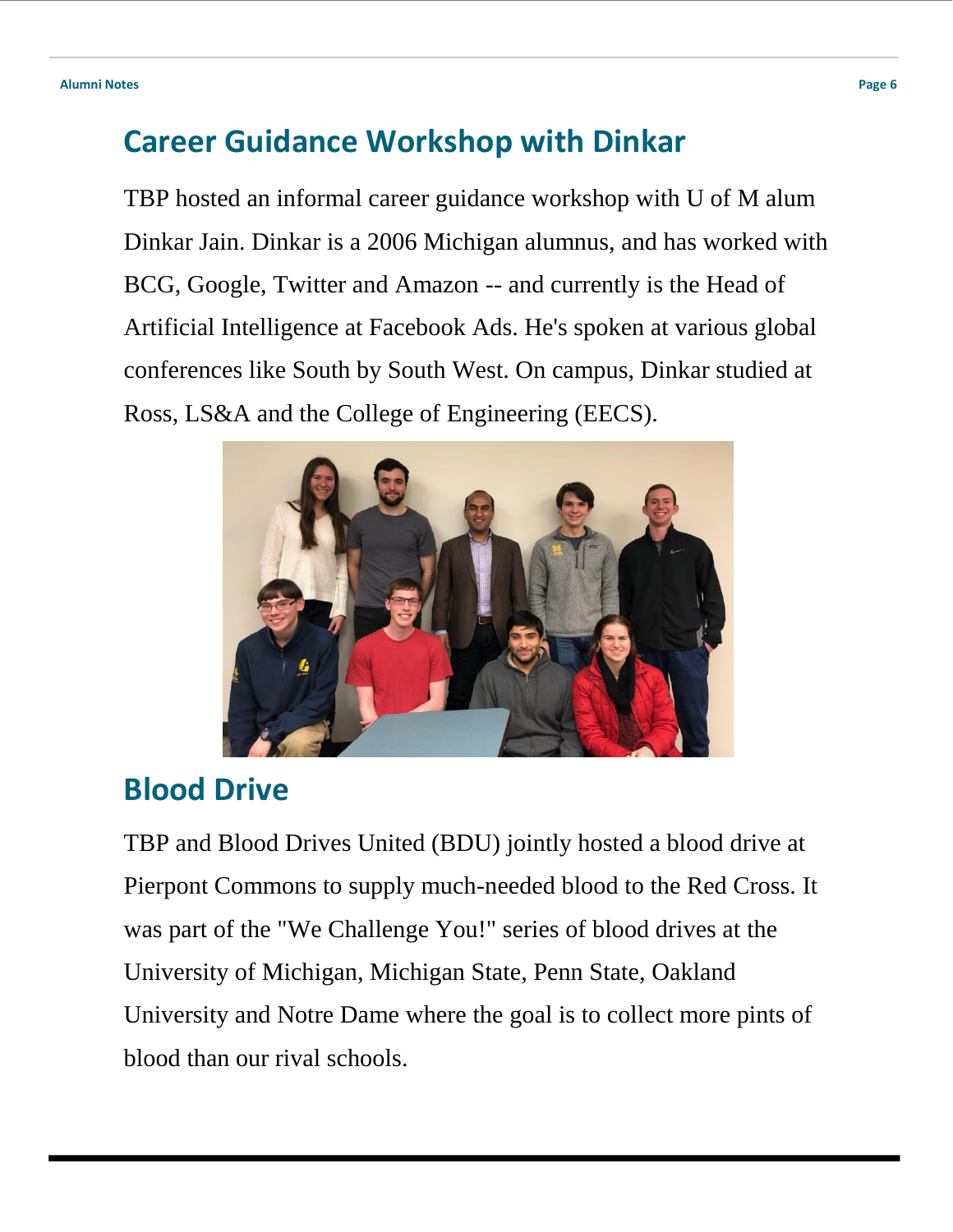## Career Guidance Workshop with Dinkar

TBP hosted an informal career guidance workshop with U of M alum Dinkar Jain. Dinkar is a 2006 Michigan alumnus, and has worked with BCG, Google, Twitter and Amazon -- and currently is the Head of Artificial Intelligence at Facebook Ads. He's spoken at various global conferences like South by South West. On campus, Dinkar studied at Ross, LS&A and the College of Engineering (EECS).

## Blood Drive

TBP and Blood Drives United (BDU) jointly hosted a blood drive at Pierpont Commons to supply much-needed blood to the Red Cross. It was part of the "We Challenge You!" series of blood drives at the University of Michigan, Michigan State, Penn State, Oakland University and Notre Dame where the goal is to collect more pints of blood than our rival schools.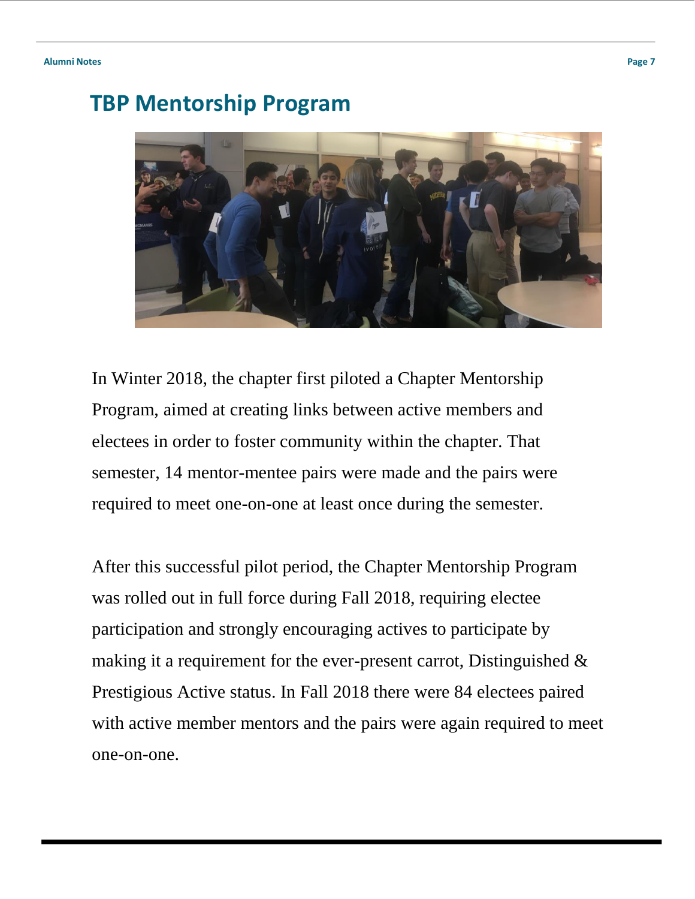## TBP Mentorship Program

In Winter 2018, the chapter first piloted a Chapter Mentorship Program, aimed at creating links between active members and electees in order to foster community within the chapter. That semester, 14 mentor-mentee pairs were made and the pairs were required to meet one-on-one at least once during the semester.

After this successful pilot period, the Chapter Mentorship Program was rolled out in full force during Fall 2018, requiring electee participation and strongly encouraging actives to participate by making it a requirement for the ever-present carrot, Distinguished & Prestigious Active status. In Fall 2018 there were 84 electees paired with active member mentors and the pairs were again required to meet one-on-one.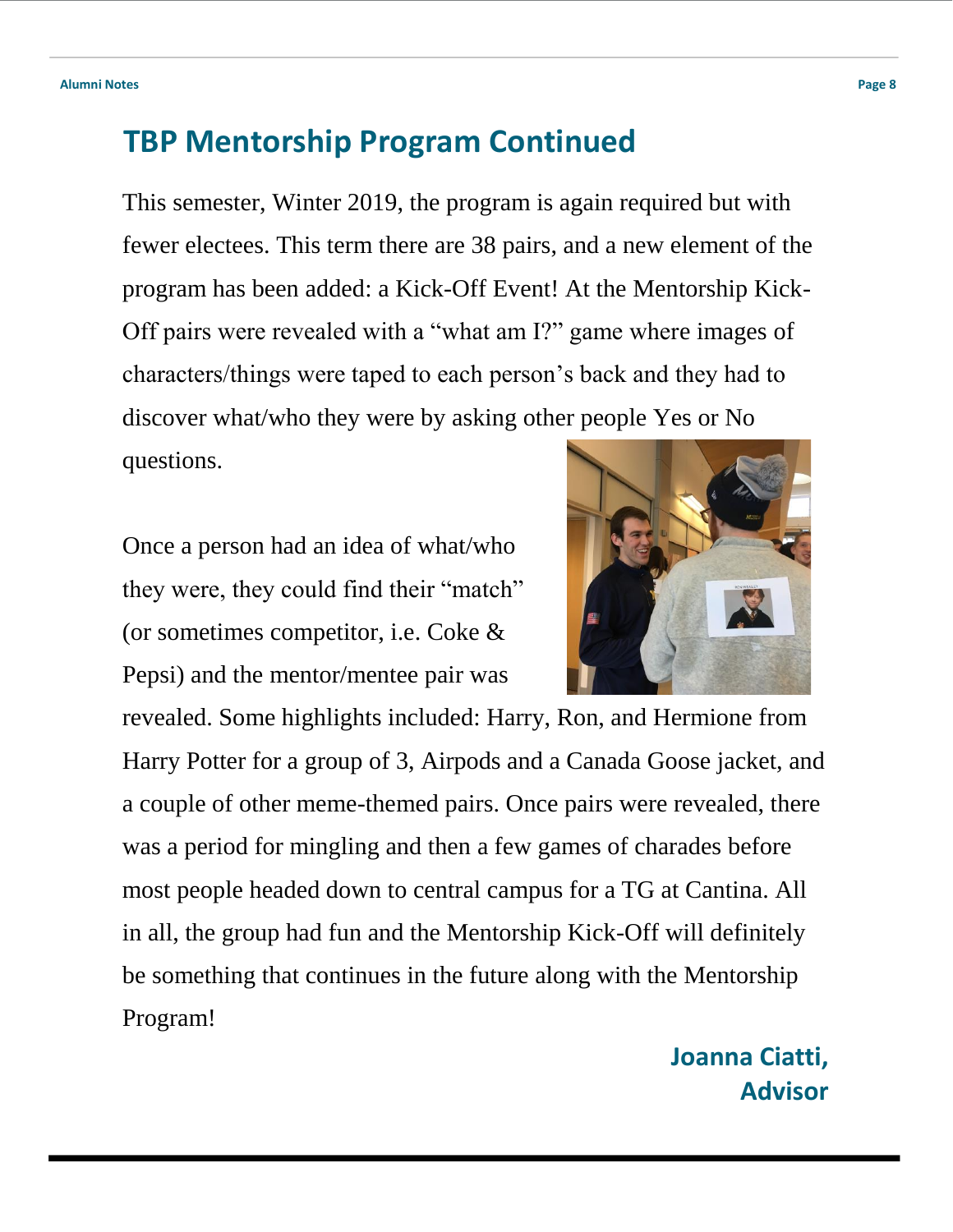## TBP Mentorship Program Continued

This semester, Winter 2019, the program is again required but with fewer electees. This term there are 38 pairs, and a new element of the program has been added: a Kick-Off Event! At the Mentorship Kick-Off pairs were revealed with a "what am I?" game where images of characters/things were taped to each person's back and they had to discover what/who they were by asking other people Yes or No questions.

Once a person had an idea of what/who they were, they could find their "match" (or sometimes competitor, i.e. Coke & Pepsi) and the mentor/mentee pair was revealed. Some highlights included: Harry, Ron, and Hermione from Harry Potter for a group of 3, Airpods and a Canada Goose jacket, and a couple of other meme-themed pairs. Once pairs were revealed, there was a period for mingling and then a few games of charades before most people headed down to central campus for a TG at Cantina. All in all, the group had fun and the Mentorship Kick-Off will definitely be something that continues in the future along with the Mentorship Program!

**Joanna Ciatti,**
**Advisor**